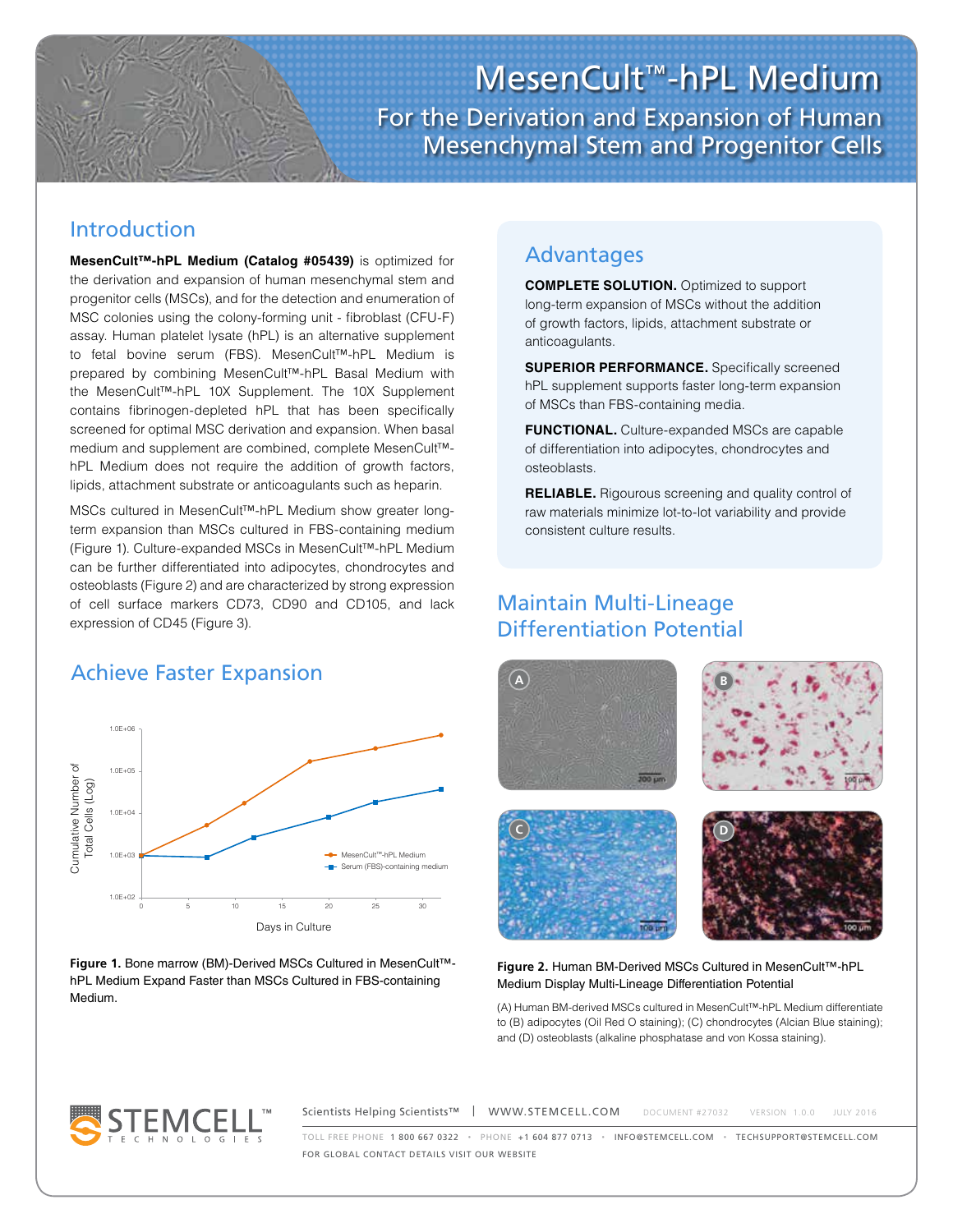# MesenCult™-hPL Medium

## For the Derivation and Expansion of Human Mesenchymal Stem and Progenitor Cells

## Introduction

**MesenCult™-hPL Medium (Catalog #05439)** is optimized for the derivation and expansion of human mesenchymal stem and progenitor cells (MSCs), and for the detection and enumeration of MSC colonies using the colony-forming unit - fibroblast (CFU-F) assay. Human platelet lysate (hPL) is an alternative supplement to fetal bovine serum (FBS). MesenCult™-hPL Medium is prepared by combining MesenCult™-hPL Basal Medium with the MesenCult™-hPL 10X Supplement. The 10X Supplement contains fibrinogen-depleted hPL that has been specifically screened for optimal MSC derivation and expansion. When basal medium and supplement are combined, complete MesenCult™-hPL Medium does not require the addition of growth factors, lipids, attachment substrate or anticoagulants such as heparin.

MSCs cultured in MesenCult™-hPL Medium show greater long-term expansion than MSCs cultured in FBS-containing medium (Figure 1). Culture-expanded MSCs in MesenCult™-hPL Medium can be further differentiated into adipocytes, chondrocytes and osteoblasts (Figure 2) and are characterized by strong expression of cell surface markers CD73, CD90 and CD105, and lack expression of CD45 (Figure 3).

## Advantages

**COMPLETE SOLUTION.** Optimized to support long-term expansion of MSCs without the addition of growth factors, lipids, attachment substrate or anticoagulants.

**SUPERIOR PERFORMANCE.** Specifically screened hPL supplement supports faster long-term expansion of MSCs than FBS-containing media.

**FUNCTIONAL.** Culture-expanded MSCs are capable of differentiation into adipocytes, chondrocytes and osteoblasts.

**RELIABLE.** Rigourous screening and quality control of raw materials minimize lot-to-lot variability and provide consistent culture results.

## Achieve Faster Expansion

**Figure 1.** Bone marrow (BM)-Derived MSCs Cultured in MesenCult™-hPL Medium Expand Faster than MSCs Cultured in FBS-containing Medium.

## Maintain Multi-Lineage Differentiation Potential

**Figure 2.** Human BM-Derived MSCs Cultured in MesenCult™-hPL Medium Display Multi-Lineage Differentiation Potential

(A) Human BM-derived MSCs cultured in MesenCult™-hPL Medium differentiate to (B) adipocytes (Oil Red O staining); (C) chondrocytes (Alcian Blue staining); and (D) osteoblasts (alkaline phosphatase and von Kossa staining).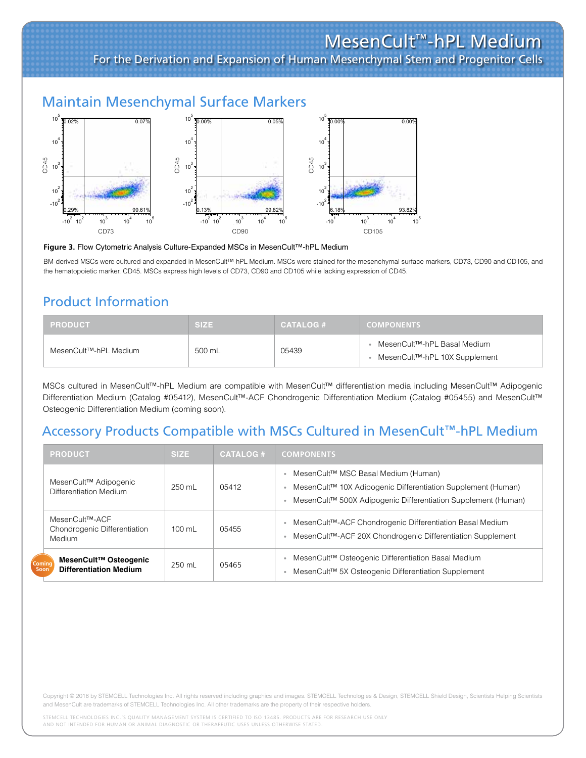## Maintain Mesenchymal Surface Markers

CD45
10^5, 10^4, 10^3, 10^2, -10^2

0.02% 0.07%
0.29% 99.61%
-10^2 10^2 10^3 10^4 10^5
CD73

0.00% 0.05%
0.13% 99.82%
-10^2 10^2 10^3 10^4 10^5
CD90

0.00% 0.00%
6.18% 93.82%
-10^1 10^3 10^4 10^5
CD105

**Figure 3.** Flow Cytometric Analysis Culture-Expanded MSCs in MesenCult™-hPL Medium

BM-derived MSCs were cultured and expanded in MesenCult™-hPL Medium. MSCs were stained for the mesenchymal surface markers, CD73, CD90 and CD105, and the hematopoietic marker, CD45. MSCs express high levels of CD73, CD90 and CD105 while lacking expression of CD45.

## Product Information

| PRODUCT | SIZE | CATALOG # | COMPONENTS |
|---|---|---|---|
| MesenCult™-hPL Medium | 500 mL | 05439 | • MesenCult™-hPL Basal Medium<br>• MesenCult™-hPL 10X Supplement |

MSCs cultured in MesenCult™-hPL Medium are compatible with MesenCult™ differentiation media including MesenCult™ Adipogenic Differentiation Medium (Catalog #05412), MesenCult™-ACF Chondrogenic Differentiation Medium (Catalog #05455) and MesenCult™ Osteogenic Differentiation Medium (coming soon).

## Accessory Products Compatible with MSCs Cultured in MesenCult™-hPL Medium

| PRODUCT | SIZE | CATALOG # | COMPONENTS |
|---|---|---|---|
| MesenCult™ Adipogenic Differentiation Medium | 250 mL | 05412 | • MesenCult™ MSC Basal Medium (Human)<br>• MesenCult™ 10X Adipogenic Differentiation Supplement (Human)<br>• MesenCult™ 500X Adipogenic Differentiation Supplement (Human) |
| MesenCult™-ACF Chondrogenic Differentiation Medium | 100 mL | 05455 | • MesenCult™-ACF Chondrogenic Differentiation Basal Medium<br>• MesenCult™-ACF 20X Chondrogenic Differentiation Supplement |
| Coming Soon **MesenCult™ Osteogenic Differentiation Medium** | 250 mL | 05465 | • MesenCult™ Osteogenic Differentiation Basal Medium<br>• MesenCult™ 5X Osteogenic Differentiation Supplement |

Copyright © 2016 by STEMCELL Technologies Inc. All rights reserved including graphics and images. STEMCELL Technologies & Design, STEMCELL Shield Design, Scientists Helping Scientists and MesenCult are trademarks of STEMCELL Technologies Inc. All other trademarks are the property of their respective holders.

STEMCELL TECHNOLOGIES INC.'S QUALITY MANAGEMENT SYSTEM IS CERTIFIED TO ISO 13485. PRODUCTS ARE FOR RESEARCH USE ONLY AND NOT INTENDED FOR HUMAN OR ANIMAL DIAGNOSTIC OR THERAPEUTIC USES UNLESS OTHERWISE STATED.